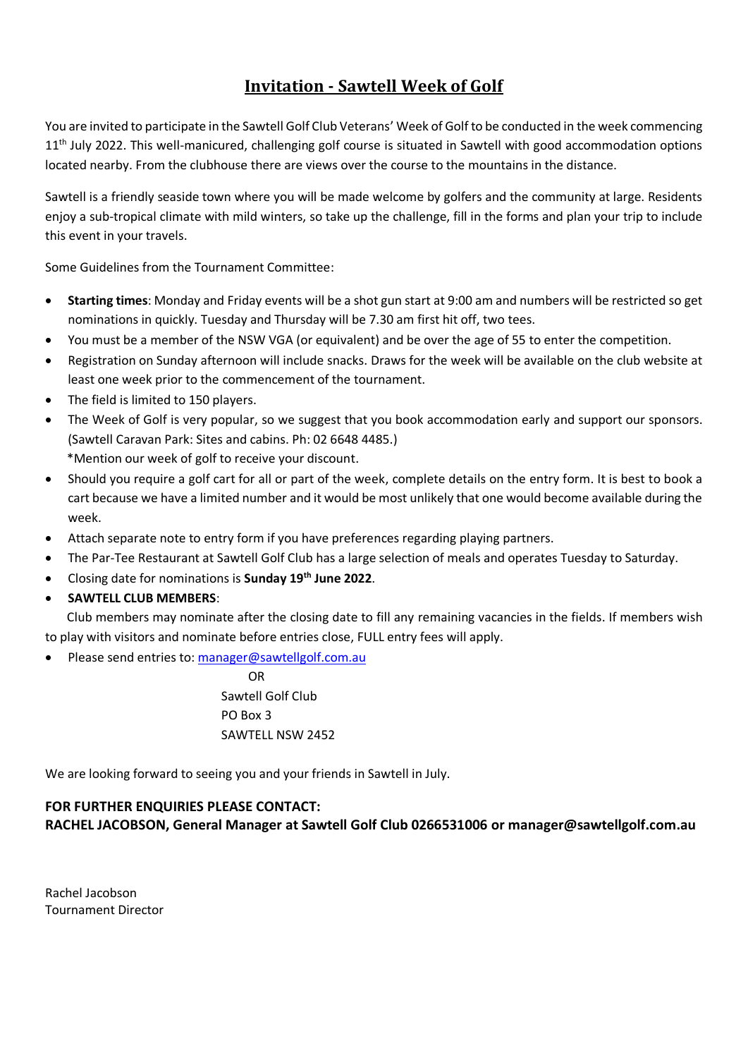# Invitation - Sawtell Week of Golf

You are invited to participate in the Sawtell Golf Club Veterans' Week of Golf to be conducted in the week commencing 11th July 2022. This well-manicured, challenging golf course is situated in Sawtell with good accommodation options located nearby. From the clubhouse there are views over the course to the mountains in the distance.

Sawtell is a friendly seaside town where you will be made welcome by golfers and the community at large. Residents enjoy a sub-tropical climate with mild winters, so take up the challenge, fill in the forms and plan your trip to include this event in your travels.

Some Guidelines from the Tournament Committee:

- **Starting times**: Monday and Friday events will be a shot gun start at 9:00 am and numbers will be restricted so get nominations in quickly. Tuesday and Thursday will be 7.30 am first hit off, two tees.
- You must be a member of the NSW VGA (or equivalent) and be over the age of 55 to enter the competition.
- Registration on Sunday afternoon will include snacks. Draws for the week will be available on the club website at least one week prior to the commencement of the tournament.
- The field is limited to 150 players.
- The Week of Golf is very popular, so we suggest that you book accommodation early and support our sponsors. (Sawtell Caravan Park: Sites and cabins. Ph: 02 6648 4485.)
  *Mention our week of golf to receive your discount.
- Should you require a golf cart for all or part of the week, complete details on the entry form. It is best to book a cart because we have a limited number and it would be most unlikely that one would become available during the week.
- Attach separate note to entry form if you have preferences regarding playing partners.
- The Par-Tee Restaurant at Sawtell Golf Club has a large selection of meals and operates Tuesday to Saturday.
- Closing date for nominations is **Sunday 19th June 2022**.
- **SAWTELL CLUB MEMBERS**:

Club members may nominate after the closing date to fill any remaining vacancies in the fields. If members wish to play with visitors and nominate before entries close, FULL entry fees will apply.

- Please send entries to: manager@sawtellgolf.com.au

  OR

  Sawtell Golf Club
  PO Box 3
  SAWTELL NSW 2452

We are looking forward to seeing you and your friends in Sawtell in July.

**FOR FURTHER ENQUIRIES PLEASE CONTACT:**
**RACHEL JACOBSON, General Manager at Sawtell Golf Club 0266531006 or manager@sawtellgolf.com.au**

Rachel Jacobson
Tournament Director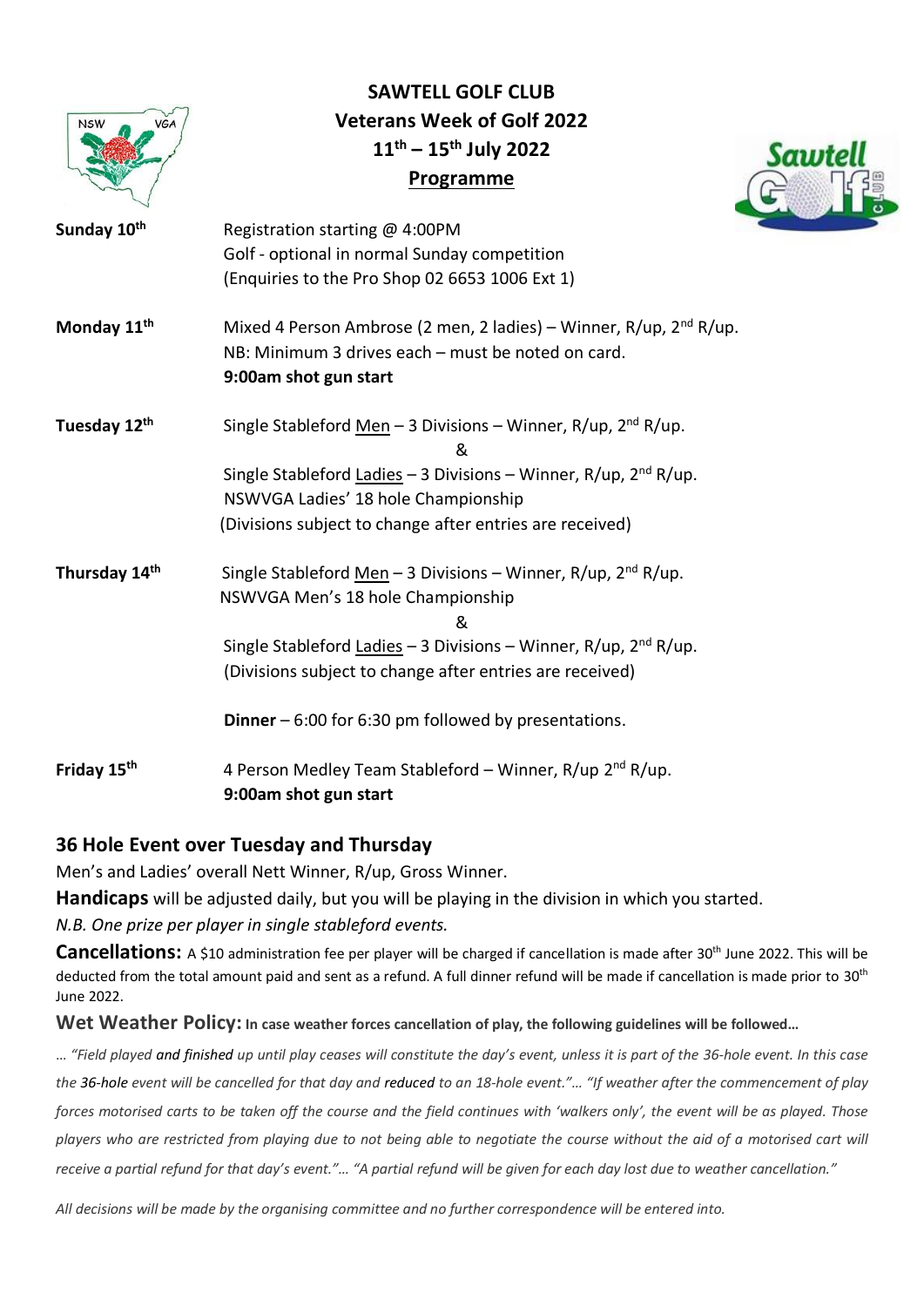# SAWTELL GOLF CLUB
## Veterans Week of Golf 2022
## 11th – 15th July 2022
## Programme

**Sunday 10th**

Registration starting @ 4:00PM
Golf - optional in normal Sunday competition
(Enquiries to the Pro Shop 02 6653 1006 Ext 1)

**Monday 11th**

Mixed 4 Person Ambrose (2 men, 2 ladies) – Winner, R/up, 2nd R/up.
NB: Minimum 3 drives each – must be noted on card.
**9:00am shot gun start**

**Tuesday 12th**

Single Stableford Men – 3 Divisions – Winner, R/up, 2nd R/up.
&
Single Stableford Ladies – 3 Divisions – Winner, R/up, 2nd R/up.
NSWVGA Ladies' 18 hole Championship
(Divisions subject to change after entries are received)

**Thursday 14th**

Single Stableford Men – 3 Divisions – Winner, R/up, 2nd R/up.
NSWVGA Men's 18 hole Championship
&
Single Stableford Ladies – 3 Divisions – Winner, R/up, 2nd R/up.
(Divisions subject to change after entries are received)

**Dinner** – 6:00 for 6:30 pm followed by presentations.

**Friday 15th**

4 Person Medley Team Stableford – Winner, R/up 2nd R/up.
**9:00am shot gun start**

## 36 Hole Event over Tuesday and Thursday

Men's and Ladies' overall Nett Winner, R/up, Gross Winner.

**Handicaps** will be adjusted daily, but you will be playing in the division in which you started.

*N.B. One prize per player in single stableford events.*

**Cancellations:** A $10 administration fee per player will be charged if cancellation is made after 30th June 2022. This will be deducted from the total amount paid and sent as a refund. A full dinner refund will be made if cancellation is made prior to 30th June 2022.

**Wet Weather Policy:** **In case weather forces cancellation of play, the following guidelines will be followed…**

*… "Field played **and finished** up until play ceases will constitute the day's event, unless it is part of the 36-hole event. In this case the **36-hole** event will be cancelled for that day and **reduced** to an 18-hole event."… "If weather after the commencement of play forces motorised carts to be taken off the course and the field continues with 'walkers only', the event will be as played. Those players who are restricted from playing due to not being able to negotiate the course without the aid of a motorised cart will receive a partial refund for that day's event."… "A partial refund will be given for each day lost due to weather cancellation."*

*All decisions will be made by the organising committee and no further correspondence will be entered into.*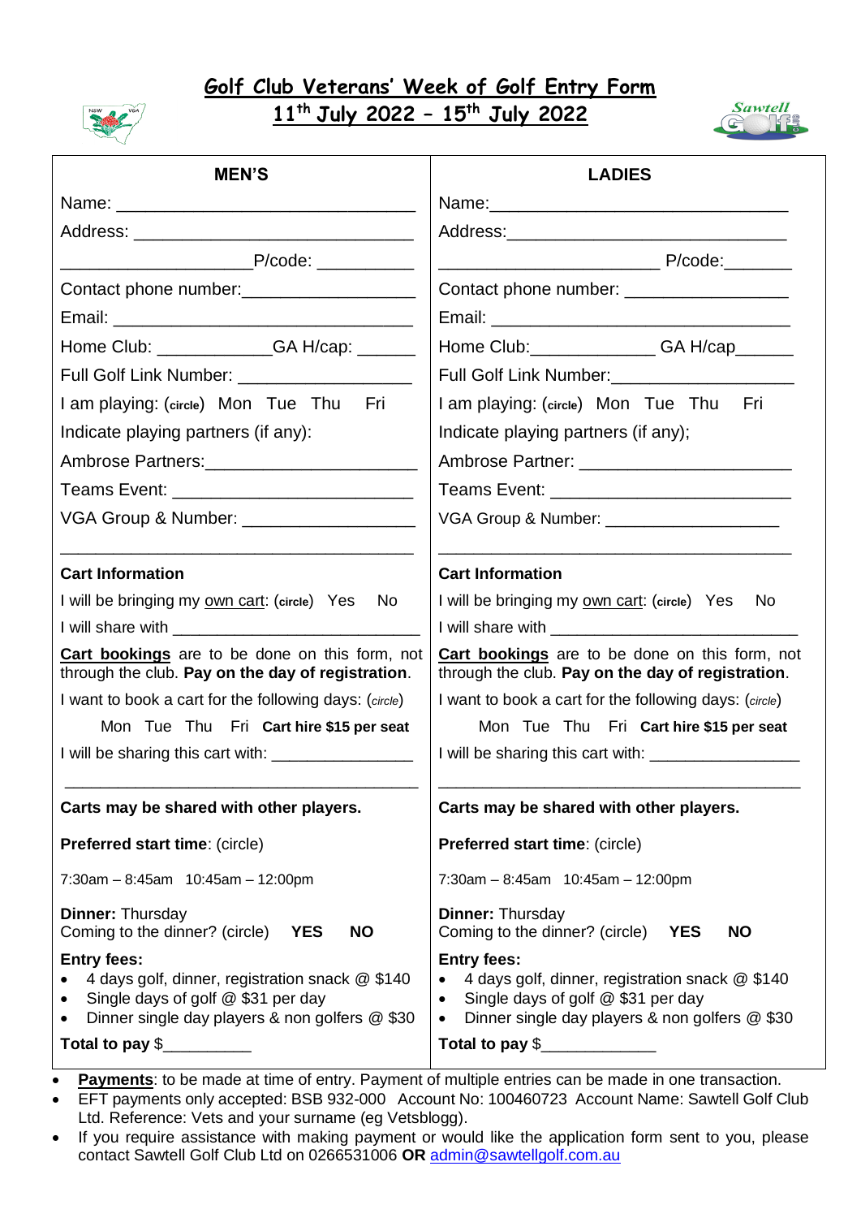# Golf Club Veterans' Week of Golf Entry Form

## 11th July 2022 – 15th July 2022

| MEN'S | LADIES |
|---|---|
| Name: ______________________________ | Name:______________________________ |
| Address: ____________________________ | Address:____________________________ |
| ___________________P/code: __________ | ______________________ P/code:_______ |
| Contact phone number:_________________ | Contact phone number: ________________ |
| Email: ______________________________ | Email: ______________________________ |
| Home Club: ____________GA H/cap: ______ | Home Club:_____________ GA H/cap______ |
| Full Golf Link Number: _________________ | Full Golf Link Number:__________________ |
| I am playing: (circle) Mon Tue Thu Fri | I am playing: (circle) Mon Tue Thu Fri |
| Indicate playing partners (if any): | Indicate playing partners (if any); |
| Ambrose Partners:_____________________ | Ambrose Partner: _____________________ |
| Teams Event: _______________________ | Teams Event: ________________________ |
| VGA Group & Number: _________________ | VGA Group & Number: _________________ |
| ___________________________________ | ___________________________________ |
| **Cart Information** | **Cart Information** |
| I will be bringing my own cart: (circle) Yes No | I will be bringing my own cart: (circle) Yes No |
| I will share with ______________________ | I will share with ______________________ |
| **Cart bookings** are to be done on this form, not through the club. **Pay on the day of registration**. | **Cart bookings** are to be done on this form, not through the club. **Pay on the day of registration**. |
| I want to book a cart for the following days: (*circle*) | I want to book a cart for the following days: (*circle*) |
| Mon Tue Thu Fri **Cart hire $15 per seat** | Mon Tue Thu Fri **Cart hire $15 per seat** |
| I will be sharing this cart with: _______________ | I will be sharing this cart with: ________________ |
| ___________________________________ | ___________________________________ |
| **Carts may be shared with other players.** | **Carts may be shared with other players.** |
| **Preferred start time**: (circle) | **Preferred start time**: (circle) |
| 7:30am – 8:45am 10:45am – 12:00pm | 7:30am – 8:45am 10:45am – 12:00pm |
| **Dinner:** Thursday<br>Coming to the dinner? (circle) **YES** **NO** | **Dinner:** Thursday<br>Coming to the dinner? (circle) **YES** **NO** |
| **Entry fees:**<br>• 4 days golf, dinner, registration snack @ $140<br>• Single days of golf @ $31 per day<br>• Dinner single day players & non golfers @ $30 | **Entry fees:**<br>• 4 days golf, dinner, registration snack @ $140<br>• Single days of golf @ $31 per day<br>• Dinner single day players & non golfers @ $30 |
| **Total to pay** $__________ | **Total to pay** $____________ |

- **Payments**: to be made at time of entry. Payment of multiple entries can be made in one transaction.
- EFT payments only accepted: BSB 932-000 Account No: 100460723 Account Name: Sawtell Golf Club Ltd. Reference: Vets and your surname (eg Vetsblogg).
- If you require assistance with making payment or would like the application form sent to you, please contact Sawtell Golf Club Ltd on 0266531006 **OR** admin@sawtellgolf.com.au